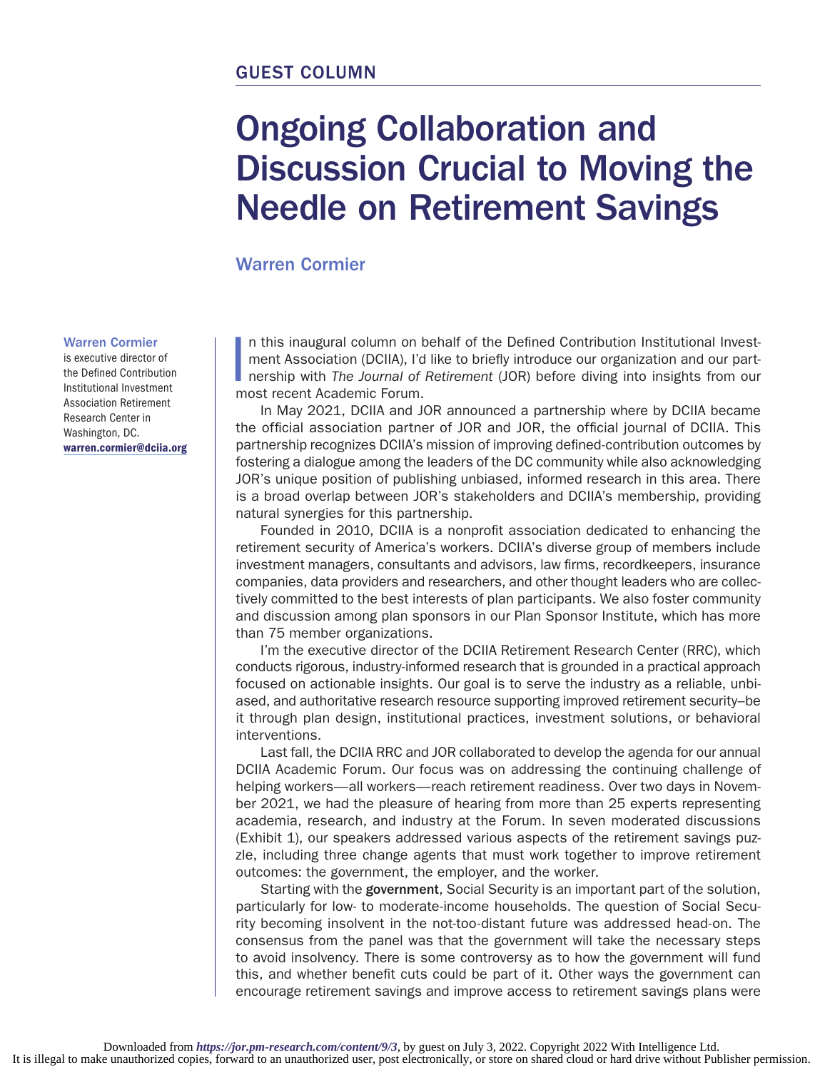GUEST COLUMN

# Ongoing Collaboration and Discussion Crucial to Moving the Needle on Retirement Savings

## Warren Cormier

**Warren Cormier** is executive director of the Defined Contribution Institutional Investment Association Retirement Research Center in Washington, DC.
warren.cormier@dciia.org

In this inaugural column on behalf of the Defined Contribution Institutional Investment Association (DCIIA), I'd like to briefly introduce our organization and our partnership with *The Journal of Retirement* (JOR) before diving into insights from our most recent Academic Forum.

In May 2021, DCIIA and JOR announced a partnership where by DCIIA became the official association partner of JOR and JOR, the official journal of DCIIA. This partnership recognizes DCIIA's mission of improving defined-contribution outcomes by fostering a dialogue among the leaders of the DC community while also acknowledging JOR's unique position of publishing unbiased, informed research in this area. There is a broad overlap between JOR's stakeholders and DCIIA's membership, providing natural synergies for this partnership.

Founded in 2010, DCIIA is a nonprofit association dedicated to enhancing the retirement security of America's workers. DCIIA's diverse group of members include investment managers, consultants and advisors, law firms, recordkeepers, insurance companies, data providers and researchers, and other thought leaders who are collectively committed to the best interests of plan participants. We also foster community and discussion among plan sponsors in our Plan Sponsor Institute, which has more than 75 member organizations.

I'm the executive director of the DCIIA Retirement Research Center (RRC), which conducts rigorous, industry-informed research that is grounded in a practical approach focused on actionable insights. Our goal is to serve the industry as a reliable, unbiased, and authoritative research resource supporting improved retirement security–be it through plan design, institutional practices, investment solutions, or behavioral interventions.

Last fall, the DCIIA RRC and JOR collaborated to develop the agenda for our annual DCIIA Academic Forum. Our focus was on addressing the continuing challenge of helping workers—all workers—reach retirement readiness. Over two days in November 2021, we had the pleasure of hearing from more than 25 experts representing academia, research, and industry at the Forum. In seven moderated discussions (Exhibit 1), our speakers addressed various aspects of the retirement savings puzzle, including three change agents that must work together to improve retirement outcomes: the government, the employer, and the worker.

Starting with the **government**, Social Security is an important part of the solution, particularly for low- to moderate-income households. The question of Social Security becoming insolvent in the not-too-distant future was addressed head-on. The consensus from the panel was that the government will take the necessary steps to avoid insolvency. There is some controversy as to how the government will fund this, and whether benefit cuts could be part of it. Other ways the government can encourage retirement savings and improve access to retirement savings plans were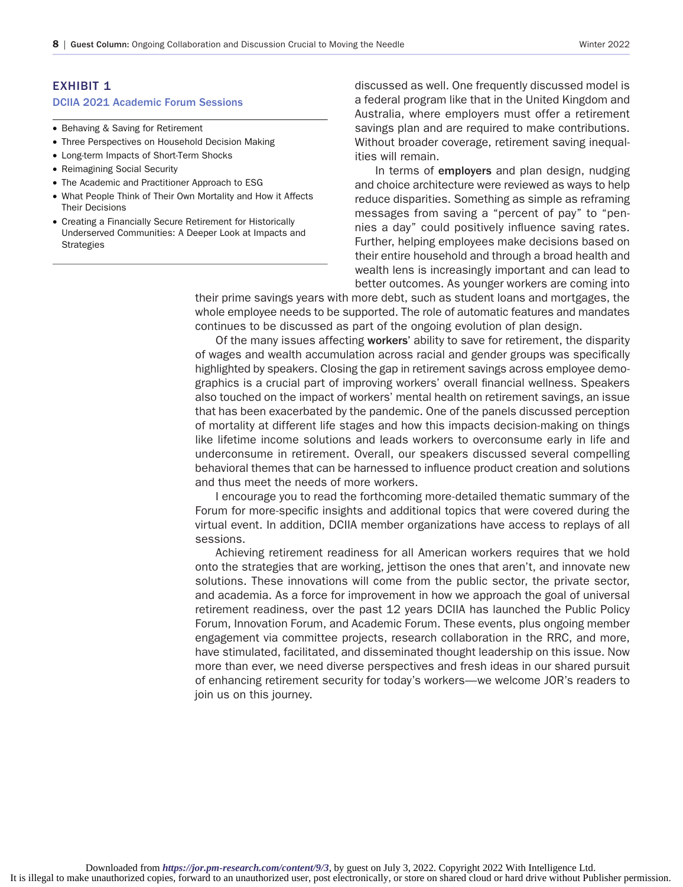## EXHIBIT 1

### DCIIA 2021 Academic Forum Sessions

- Behaving & Saving for Retirement
- Three Perspectives on Household Decision Making
- Long-term Impacts of Short-Term Shocks
- Reimagining Social Security
- The Academic and Practitioner Approach to ESG
- What People Think of Their Own Mortality and How it Affects Their Decisions
- Creating a Financially Secure Retirement for Historically Underserved Communities: A Deeper Look at Impacts and Strategies

discussed as well. One frequently discussed model is a federal program like that in the United Kingdom and Australia, where employers must offer a retirement savings plan and are required to make contributions. Without broader coverage, retirement saving inequalities will remain.

In terms of **employers** and plan design, nudging and choice architecture were reviewed as ways to help reduce disparities. Something as simple as reframing messages from saving a "percent of pay" to "pennies a day" could positively influence saving rates. Further, helping employees make decisions based on their entire household and through a broad health and wealth lens is increasingly important and can lead to better outcomes. As younger workers are coming into their prime savings years with more debt, such as student loans and mortgages, the whole employee needs to be supported. The role of automatic features and mandates continues to be discussed as part of the ongoing evolution of plan design.

Of the many issues affecting **workers**' ability to save for retirement, the disparity of wages and wealth accumulation across racial and gender groups was specifically highlighted by speakers. Closing the gap in retirement savings across employee demographics is a crucial part of improving workers' overall financial wellness. Speakers also touched on the impact of workers' mental health on retirement savings, an issue that has been exacerbated by the pandemic. One of the panels discussed perception of mortality at different life stages and how this impacts decision-making on things like lifetime income solutions and leads workers to overconsume early in life and underconsume in retirement. Overall, our speakers discussed several compelling behavioral themes that can be harnessed to influence product creation and solutions and thus meet the needs of more workers.

I encourage you to read the forthcoming more-detailed thematic summary of the Forum for more-specific insights and additional topics that were covered during the virtual event. In addition, DCIIA member organizations have access to replays of all sessions.

Achieving retirement readiness for all American workers requires that we hold onto the strategies that are working, jettison the ones that aren't, and innovate new solutions. These innovations will come from the public sector, the private sector, and academia. As a force for improvement in how we approach the goal of universal retirement readiness, over the past 12 years DCIIA has launched the Public Policy Forum, Innovation Forum, and Academic Forum. These events, plus ongoing member engagement via committee projects, research collaboration in the RRC, and more, have stimulated, facilitated, and disseminated thought leadership on this issue. Now more than ever, we need diverse perspectives and fresh ideas in our shared pursuit of enhancing retirement security for today's workers—we welcome JOR's readers to join us on this journey.